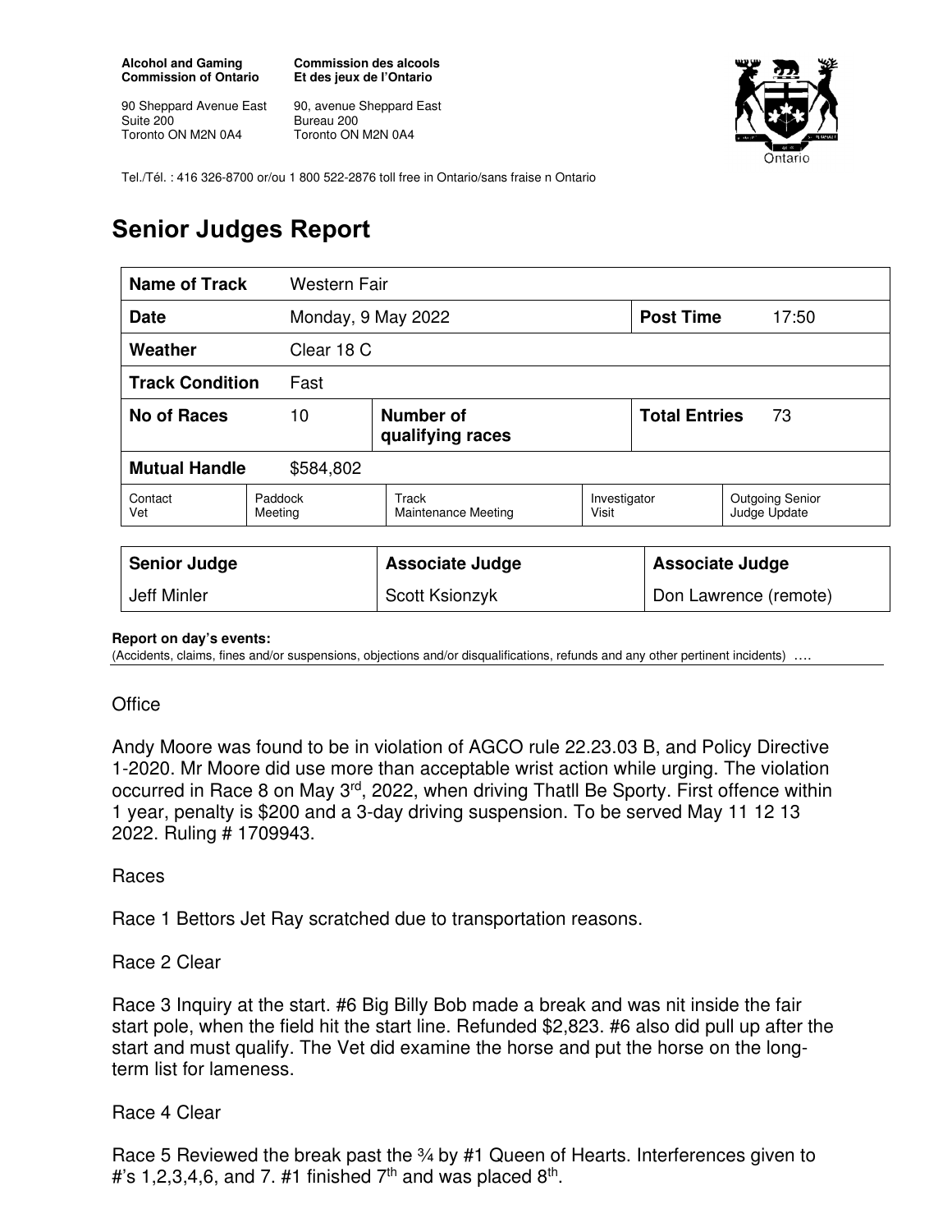**Alcohol and Gaming Commission of Ontario**

90 Sheppard Avenue East
Suite 200
Toronto ON M2N 0A4

**Commission des alcools Et des jeux de l'Ontario**

90, avenue Sheppard East
Bureau 200
Toronto ON M2N 0A4

Tel./Tél. : 416 326-8700 or/ou 1 800 522-2876 toll free in Ontario/sans fraise n Ontario

# Senior Judges Report

| **Name of Track** | Western Fair | | | | |
|---|---|---|---|---|---|
| **Date** | Monday, 9 May 2022 | | | **Post Time** | 17:50 |
| **Weather** | Clear 18 C | | | | |
| **Track Condition** | Fast | | | | |
| **No of Races** | 10 | **Number of qualifying races** | | **Total Entries** | 73 |
| **Mutual Handle** | $584,802 | | | | |
| Contact Vet | Paddock Meeting | Track Maintenance Meeting | Investigator Visit | Outgoing Senior Judge Update | |

| **Senior Judge** | **Associate Judge** | **Associate Judge** |
|---|---|---|
| Jeff Minler | Scott Ksionzyk | Don Lawrence (remote) |

**Report on day's events:**
(Accidents, claims, fines and/or suspensions, objections and/or disqualifications, refunds and any other pertinent incidents) ….

Office

Andy Moore was found to be in violation of AGCO rule 22.23.03 B, and Policy Directive 1-2020. Mr Moore did use more than acceptable wrist action while urging. The violation occurred in Race 8 on May 3rd, 2022, when driving Thatll Be Sporty. First offence within 1 year, penalty is $200 and a 3-day driving suspension. To be served May 11 12 13 2022. Ruling # 1709943.

Races

Race 1 Bettors Jet Ray scratched due to transportation reasons.

Race 2 Clear

Race 3 Inquiry at the start. #6 Big Billy Bob made a break and was nit inside the fair start pole, when the field hit the start line. Refunded $2,823. #6 also did pull up after the start and must qualify. The Vet did examine the horse and put the horse on the long-term list for lameness.

Race 4 Clear

Race 5 Reviewed the break past the ¾ by #1 Queen of Hearts. Interferences given to #'s 1,2,3,4,6, and 7. #1 finished 7th and was placed 8th.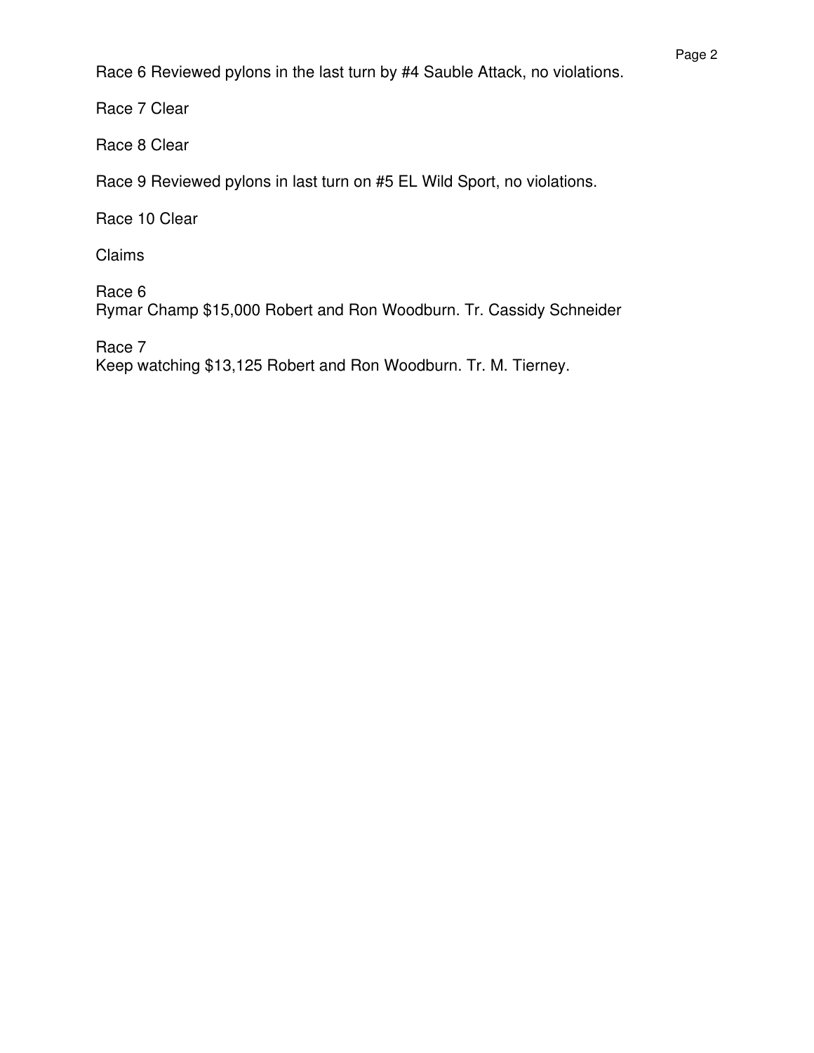Race 6 Reviewed pylons in the last turn by #4 Sauble Attack, no violations.

Race 7 Clear

Race 8 Clear

Race 9 Reviewed pylons in last turn on #5 EL Wild Sport, no violations.

Race 10 Clear

Claims

Race 6
Rymar Champ $15,000 Robert and Ron Woodburn. Tr. Cassidy Schneider

Race 7
Keep watching $13,125 Robert and Ron Woodburn. Tr. M. Tierney.